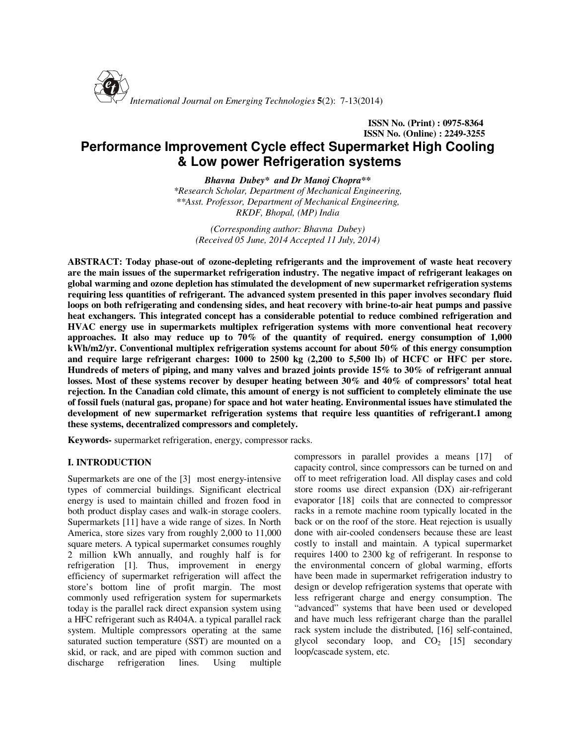ISSN No. (Print) : 0975-8364
ISSN No. (Online) : 2249-3255

# Performance Improvement Cycle effect Supermarket High Cooling & Low power Refrigeration systems

***Bhavna Dubey\* and Dr Manoj Chopra\*\****

*\*Research Scholar, Department of Mechanical Engineering,*
*\*\*Asst. Professor, Department of Mechanical Engineering,*
*RKDF, Bhopal, (MP) India*

*(Corresponding author: Bhavna Dubey)*
*(Received 05 June, 2014 Accepted 11 July, 2014)*

**ABSTRACT: Today phase-out of ozone-depleting refrigerants and the improvement of waste heat recovery are the main issues of the supermarket refrigeration industry. The negative impact of refrigerant leakages on global warming and ozone depletion has stimulated the development of new supermarket refrigeration systems requiring less quantities of refrigerant. The advanced system presented in this paper involves secondary fluid loops on both refrigerating and condensing sides, and heat recovery with brine-to-air heat pumps and passive heat exchangers. This integrated concept has a considerable potential to reduce combined refrigeration and HVAC energy use in supermarkets multiplex refrigeration systems with more conventional heat recovery approaches. It also may reduce up to 70% of the quantity of required. energy consumption of 1,000 kWh/m2/yr. Conventional multiplex refrigeration systems account for about 50% of this energy consumption and require large refrigerant charges: 1000 to 2500 kg (2,200 to 5,500 lb) of HCFC or HFC per store. Hundreds of meters of piping, and many valves and brazed joints provide 15% to 30% of refrigerant annual losses. Most of these systems recover by desuper heating between 30% and 40% of compressors' total heat rejection. In the Canadian cold climate, this amount of energy is not sufficient to completely eliminate the use of fossil fuels (natural gas, propane) for space and hot water heating. Environmental issues have stimulated the development of new supermarket refrigeration systems that require less quantities of refrigerant.1 among these systems, decentralized compressors and completely.**

**Keywords-** supermarket refrigeration, energy, compressor racks.

## I. INTRODUCTION

Supermarkets are one of the [3] most energy-intensive types of commercial buildings. Significant electrical energy is used to maintain chilled and frozen food in both product display cases and walk-in storage coolers. Supermarkets [11] have a wide range of sizes. In North America, store sizes vary from roughly 2,000 to 11,000 square meters. A typical supermarket consumes roughly 2 million kWh annually, and roughly half is for refrigeration [1]. Thus, improvement in energy efficiency of supermarket refrigeration will affect the store's bottom line of profit margin. The most commonly used refrigeration system for supermarkets today is the parallel rack direct expansion system using a HFC refrigerant such as R404A. a typical parallel rack system. Multiple compressors operating at the same saturated suction temperature (SST) are mounted on a skid, or rack, and are piped with common suction and discharge refrigeration lines. Using multiple compressors in parallel provides a means [17] of capacity control, since compressors can be turned on and off to meet refrigeration load. All display cases and cold store rooms use direct expansion (DX) air-refrigerant evaporator [18] coils that are connected to compressor racks in a remote machine room typically located in the back or on the roof of the store. Heat rejection is usually done with air-cooled condensers because these are least costly to install and maintain. A typical supermarket requires 1400 to 2300 kg of refrigerant. In response to the environmental concern of global warming, efforts have been made in supermarket refrigeration industry to design or develop refrigeration systems that operate with less refrigerant charge and energy consumption. The "advanced" systems that have been used or developed and have much less refrigerant charge than the parallel rack system include the distributed, [16] self-contained, glycol secondary loop, and $CO_2$ [15] secondary loop/cascade system, etc.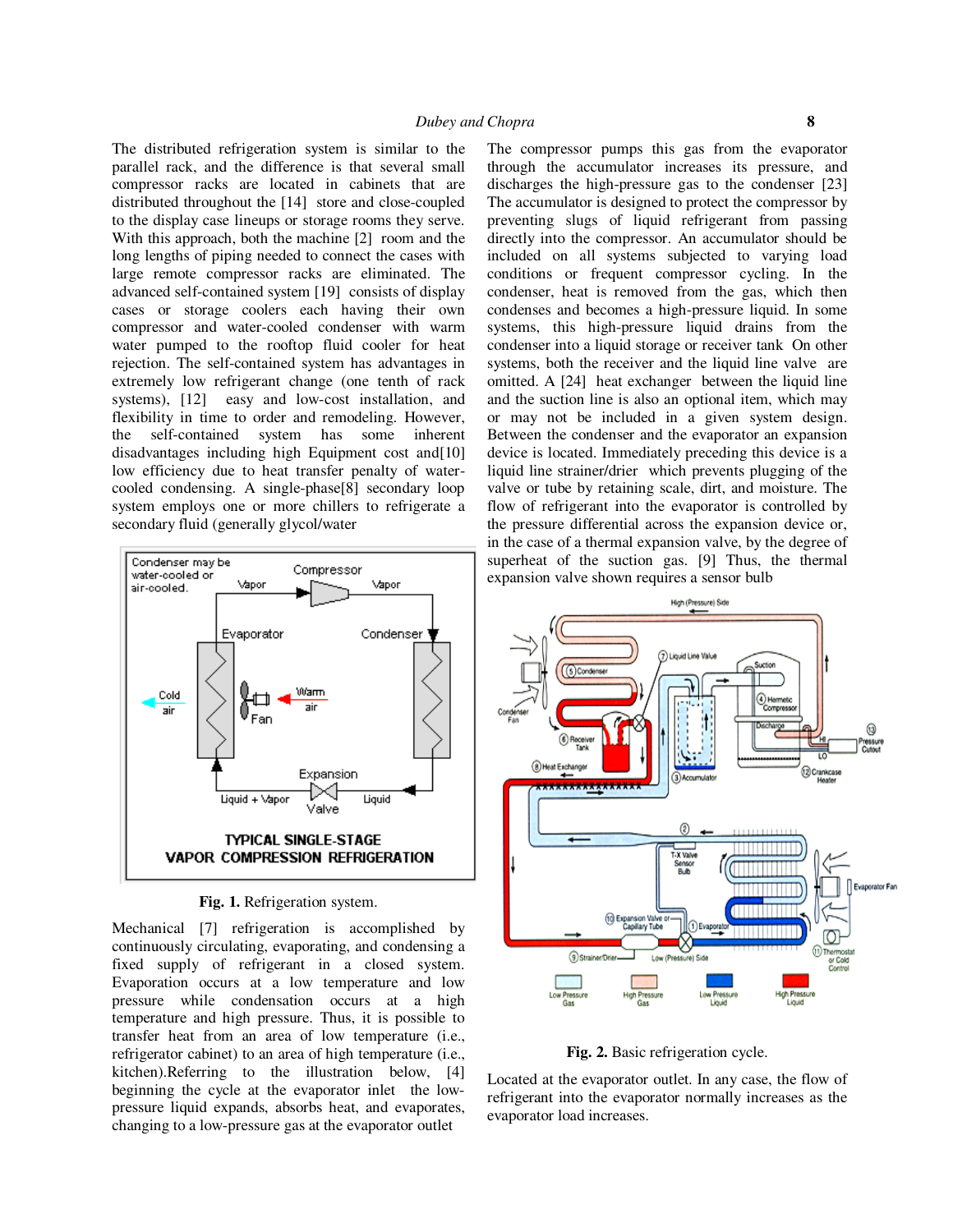The distributed refrigeration system is similar to the parallel rack, and the difference is that several small compressor racks are located in cabinets that are distributed throughout the [14] store and close-coupled to the display case lineups or storage rooms they serve. With this approach, both the machine [2] room and the long lengths of piping needed to connect the cases with large remote compressor racks are eliminated. The advanced self-contained system [19] consists of display cases or storage coolers each having their own compressor and water-cooled condenser with warm water pumped to the rooftop fluid cooler for heat rejection. The self-contained system has advantages in extremely low refrigerant change (one tenth of rack systems), [12] easy and low-cost installation, and flexibility in time to order and remodeling. However, the self-contained system has some inherent disadvantages including high Equipment cost and[10] low efficiency due to heat transfer penalty of water-cooled condensing. A single-phase[8] secondary loop system employs one or more chillers to refrigerate a secondary fluid (generally glycol/water

**Fig. 1.** Refrigeration system.

Mechanical [7] refrigeration is accomplished by continuously circulating, evaporating, and condensing a fixed supply of refrigerant in a closed system. Evaporation occurs at a low temperature and low pressure while condensation occurs at a high temperature and high pressure. Thus, it is possible to transfer heat from an area of low temperature (i.e., refrigerator cabinet) to an area of high temperature (i.e., kitchen).Referring to the illustration below, [4] beginning the cycle at the evaporator inlet the low-pressure liquid expands, absorbs heat, and evaporates, changing to a low-pressure gas at the evaporator outlet

The compressor pumps this gas from the evaporator through the accumulator increases its pressure, and discharges the high-pressure gas to the condenser [23] The accumulator is designed to protect the compressor by preventing slugs of liquid refrigerant from passing directly into the compressor. An accumulator should be included on all systems subjected to varying load conditions or frequent compressor cycling. In the condenser, heat is removed from the gas, which then condenses and becomes a high-pressure liquid. In some systems, this high-pressure liquid drains from the condenser into a liquid storage or receiver tank On other systems, both the receiver and the liquid line valve are omitted. A [24] heat exchanger between the liquid line and the suction line is also an optional item, which may or may not be included in a given system design. Between the condenser and the evaporator an expansion device is located. Immediately preceding this device is a liquid line strainer/drier which prevents plugging of the valve or tube by retaining scale, dirt, and moisture. The flow of refrigerant into the evaporator is controlled by the pressure differential across the expansion device or, in the case of a thermal expansion valve, by the degree of superheat of the suction gas. [9] Thus, the thermal expansion valve shown requires a sensor bulb

**Fig. 2.** Basic refrigeration cycle.

Located at the evaporator outlet. In any case, the flow of refrigerant into the evaporator normally increases as the evaporator load increases.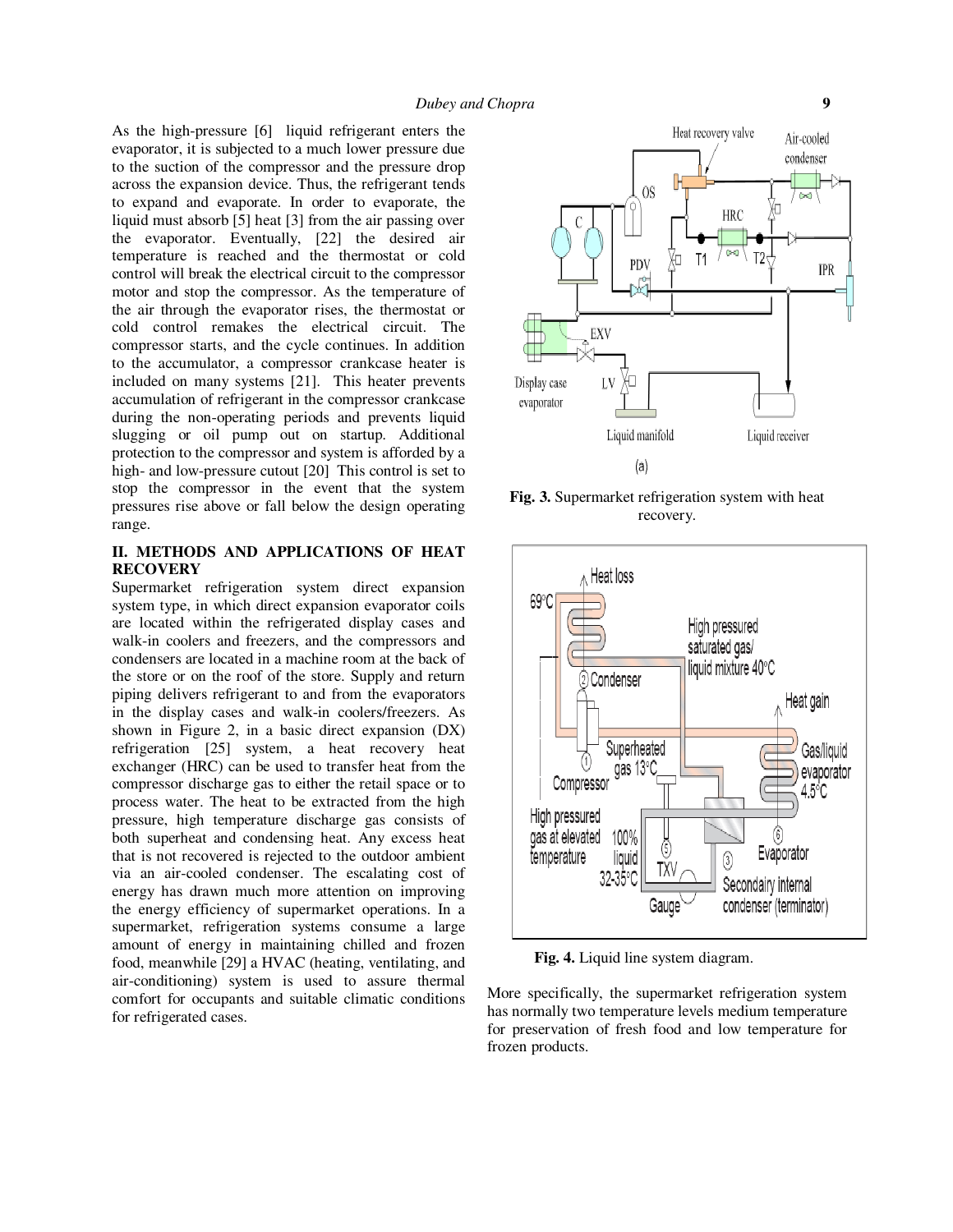As the high-pressure [6] liquid refrigerant enters the evaporator, it is subjected to a much lower pressure due to the suction of the compressor and the pressure drop across the expansion device. Thus, the refrigerant tends to expand and evaporate. In order to evaporate, the liquid must absorb [5] heat [3] from the air passing over the evaporator. Eventually, [22] the desired air temperature is reached and the thermostat or cold control will break the electrical circuit to the compressor motor and stop the compressor. As the temperature of the air through the evaporator rises, the thermostat or cold control remakes the electrical circuit. The compressor starts, and the cycle continues. In addition to the accumulator, a compressor crankcase heater is included on many systems [21]. This heater prevents accumulation of refrigerant in the compressor crankcase during the non-operating periods and prevents liquid slugging or oil pump out on startup. Additional protection to the compressor and system is afforded by a high- and low-pressure cutout [20] This control is set to stop the compressor in the event that the system pressures rise above or fall below the design operating range.

## II. METHODS AND APPLICATIONS OF HEAT RECOVERY

Supermarket refrigeration system direct expansion system type, in which direct expansion evaporator coils are located within the refrigerated display cases and walk-in coolers and freezers, and the compressors and condensers are located in a machine room at the back of the store or on the roof of the store. Supply and return piping delivers refrigerant to and from the evaporators in the display cases and walk-in coolers/freezers. As shown in Figure 2, in a basic direct expansion (DX) refrigeration [25] system, a heat recovery heat exchanger (HRC) can be used to transfer heat from the compressor discharge gas to either the retail space or to process water. The heat to be extracted from the high pressure, high temperature discharge gas consists of both superheat and condensing heat. Any excess heat that is not recovered is rejected to the outdoor ambient via an air-cooled condenser. The escalating cost of energy has drawn much more attention on improving the energy efficiency of supermarket operations. In a supermarket, refrigeration systems consume a large amount of energy in maintaining chilled and frozen food, meanwhile [29] a HVAC (heating, ventilating, and air-conditioning) system is used to assure thermal comfort for occupants and suitable climatic conditions for refrigerated cases.

**Fig. 3.** Supermarket refrigeration system with heat recovery.

**Fig. 4.** Liquid line system diagram.

More specifically, the supermarket refrigeration system has normally two temperature levels medium temperature for preservation of fresh food and low temperature for frozen products.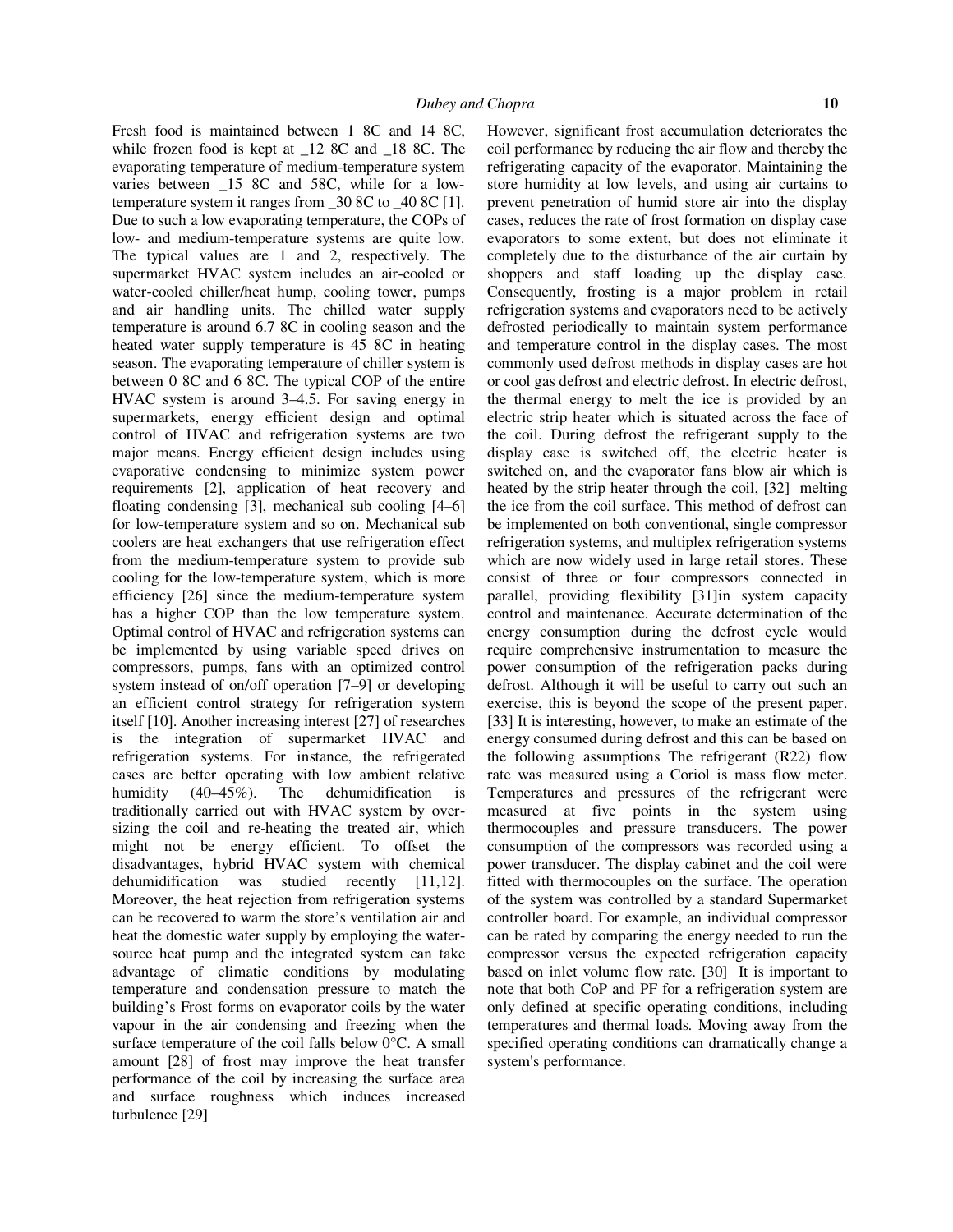Fresh food is maintained between 1 8C and 14 8C, while frozen food is kept at _12 8C and _18 8C. The evaporating temperature of medium-temperature system varies between _15 8C and 58C, while for a low-temperature system it ranges from _30 8C to _40 8C [1]. Due to such a low evaporating temperature, the COPs of low- and medium-temperature systems are quite low. The typical values are 1 and 2, respectively. The supermarket HVAC system includes an air-cooled or water-cooled chiller/heat hump, cooling tower, pumps and air handling units. The chilled water supply temperature is around 6.7 8C in cooling season and the heated water supply temperature is 45 8C in heating season. The evaporating temperature of chiller system is between 0 8C and 6 8C. The typical COP of the entire HVAC system is around 3–4.5. For saving energy in supermarkets, energy efficient design and optimal control of HVAC and refrigeration systems are two major means. Energy efficient design includes using evaporative condensing to minimize system power requirements [2], application of heat recovery and floating condensing [3], mechanical sub cooling [4–6] for low-temperature system and so on. Mechanical sub coolers are heat exchangers that use refrigeration effect from the medium-temperature system to provide sub cooling for the low-temperature system, which is more efficiency [26] since the medium-temperature system has a higher COP than the low temperature system. Optimal control of HVAC and refrigeration systems can be implemented by using variable speed drives on compressors, pumps, fans with an optimized control system instead of on/off operation [7–9] or developing an efficient control strategy for refrigeration system itself [10]. Another increasing interest [27] of researches is the integration of supermarket HVAC and refrigeration systems. For instance, the refrigerated cases are better operating with low ambient relative humidity (40–45%). The dehumidification is traditionally carried out with HVAC system by over-sizing the coil and re-heating the treated air, which might not be energy efficient. To offset the disadvantages, hybrid HVAC system with chemical dehumidification was studied recently [11,12]. Moreover, the heat rejection from refrigeration systems can be recovered to warm the store's ventilation air and heat the domestic water supply by employing the water-source heat pump and the integrated system can take advantage of climatic conditions by modulating temperature and condensation pressure to match the building's Frost forms on evaporator coils by the water vapour in the air condensing and freezing when the surface temperature of the coil falls below 0°C. A small amount [28] of frost may improve the heat transfer performance of the coil by increasing the surface area and surface roughness which induces increased turbulence [29] However, significant frost accumulation deteriorates the coil performance by reducing the air flow and thereby the refrigerating capacity of the evaporator. Maintaining the store humidity at low levels, and using air curtains to prevent penetration of humid store air into the display cases, reduces the rate of frost formation on display case evaporators to some extent, but does not eliminate it completely due to the disturbance of the air curtain by shoppers and staff loading up the display case. Consequently, frosting is a major problem in retail refrigeration systems and evaporators need to be actively defrosted periodically to maintain system performance and temperature control in the display cases. The most commonly used defrost methods in display cases are hot or cool gas defrost and electric defrost. In electric defrost, the thermal energy to melt the ice is provided by an electric strip heater which is situated across the face of the coil. During defrost the refrigerant supply to the display case is switched off, the electric heater is switched on, and the evaporator fans blow air which is heated by the strip heater through the coil, [32] melting the ice from the coil surface. This method of defrost can be implemented on both conventional, single compressor refrigeration systems, and multiplex refrigeration systems which are now widely used in large retail stores. These consist of three or four compressors connected in parallel, providing flexibility [31]in system capacity control and maintenance. Accurate determination of the energy consumption during the defrost cycle would require comprehensive instrumentation to measure the power consumption of the refrigeration packs during defrost. Although it will be useful to carry out such an exercise, this is beyond the scope of the present paper. [33] It is interesting, however, to make an estimate of the energy consumed during defrost and this can be based on the following assumptions The refrigerant (R22) flow rate was measured using a Coriol is mass flow meter. Temperatures and pressures of the refrigerant were measured at five points in the system using thermocouples and pressure transducers. The power consumption of the compressors was recorded using a power transducer. The display cabinet and the coil were fitted with thermocouples on the surface. The operation of the system was controlled by a standard Supermarket controller board. For example, an individual compressor can be rated by comparing the energy needed to run the compressor versus the expected refrigeration capacity based on inlet volume flow rate. [30] It is important to note that both CoP and PF for a refrigeration system are only defined at specific operating conditions, including temperatures and thermal loads. Moving away from the specified operating conditions can dramatically change a system's performance.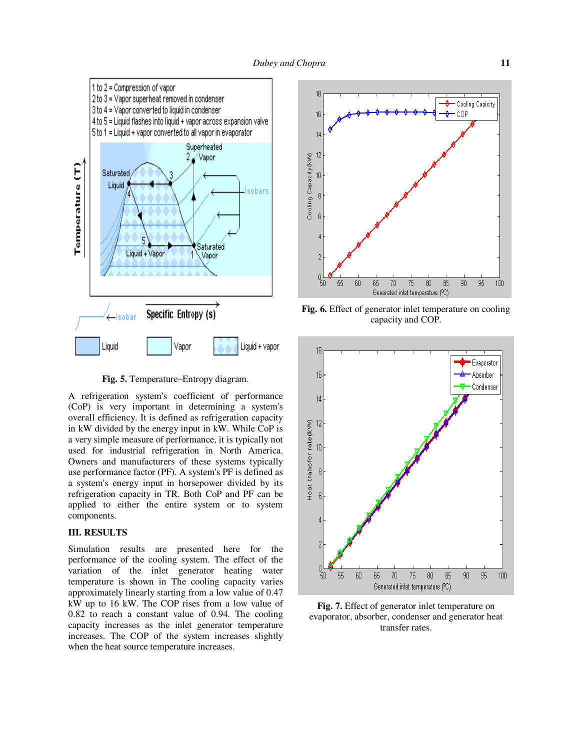Fig. 5. Temperature–Entropy diagram.

A refrigeration system's coefficient of performance (CoP) is very important in determining a system's overall efficiency. It is defined as refrigeration capacity in kW divided by the energy input in kW. While CoP is a very simple measure of performance, it is typically not used for industrial refrigeration in North America. Owners and manufacturers of these systems typically use performance factor (PF). A system's PF is defined as a system's energy input in horsepower divided by its refrigeration capacity in TR. Both CoP and PF can be applied to either the entire system or to system components.

## III. RESULTS

Simulation results are presented here for the performance of the cooling system. The effect of the variation of the inlet generator heating water temperature is shown in The cooling capacity varies approximately linearly starting from a low value of 0.47 kW up to 16 kW. The COP rises from a low value of 0.82 to reach a constant value of 0.94. The cooling capacity increases as the inlet generator temperature increases. The COP of the system increases slightly when the heat source temperature increases.

**Fig. 6.** Effect of generator inlet temperature on cooling capacity and COP.

**Fig. 7.** Effect of generator inlet temperature on evaporator, absorber, condenser and generator heat transfer rates.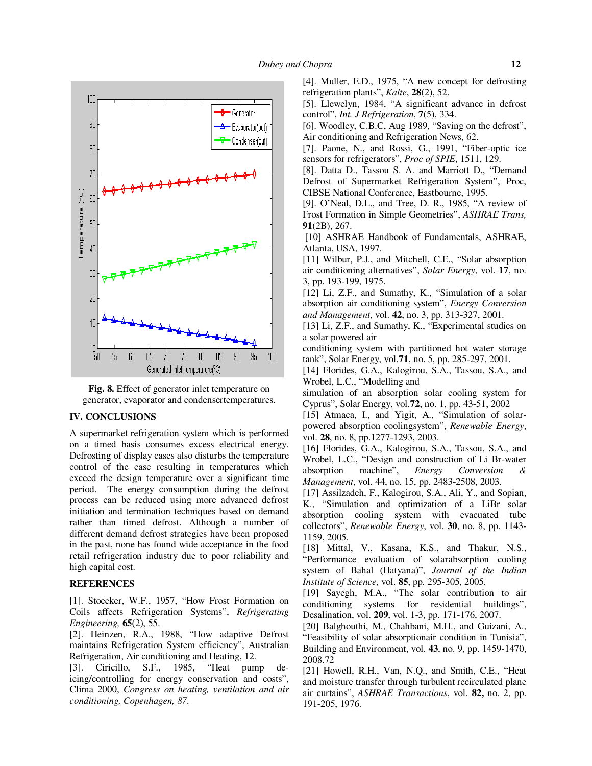**Fig. 8.** Effect of generator inlet temperature on generator, evaporator and condensertemperatures.

## IV. CONCLUSIONS

A supermarket refrigeration system which is performed on a timed basis consumes excess electrical energy. Defrosting of display cases also disturbs the temperature control of the case resulting in temperatures which exceed the design temperature over a significant time period. The energy consumption during the defrost process can be reduced using more advanced defrost initiation and termination techniques based on demand rather than timed defrost. Although a number of different demand defrost strategies have been proposed in the past, none has found wide acceptance in the food retail refrigeration industry due to poor reliability and high capital cost.

## REFERENCES

[1]. Stoecker, W.F., 1957, "How Frost Formation on Coils affects Refrigeration Systems", *Refrigerating Engineering,* **65**(2), 55.

[2]. Heinzen, R.A., 1988, "How adaptive Defrost maintains Refrigeration System efficiency", Australian Refrigeration, Air conditioning and Heating, 12.

[3]. Ciricillo, S.F., 1985, "Heat pump de-icing/controlling for energy conservation and costs", Clima 2000, *Congress on heating, ventilation and air conditioning, Copenhagen, 87.*

[4]. Muller, E.D., 1975, "A new concept for defrosting refrigeration plants", *Kalte*, **28**(2), 52.

[5]. Llewelyn, 1984, "A significant advance in defrost control", *Int. J Refrigeration*, **7**(5), 334.

[6]. Woodley, C.B.C, Aug 1989, "Saving on the defrost", Air conditioning and Refrigeration News, 62.

[7]. Paone, N., and Rossi, G., 1991, "Fiber-optic ice sensors for refrigerators", *Proc of SPIE*, 1511, 129.

[8]. Datta D., Tassou S. A. and Marriott D., "Demand Defrost of Supermarket Refrigeration System", Proc, CIBSE National Conference, Eastbourne, 1995.

[9]. O'Neal, D.L., and Tree, D. R., 1985, "A review of Frost Formation in Simple Geometries", *ASHRAE Trans,* **91**(2B), 267.

[10] ASHRAE Handbook of Fundamentals, ASHRAE, Atlanta, USA, 1997.

[11] Wilbur, P.J., and Mitchell, C.E., "Solar absorption air conditioning alternatives", *Solar Energy*, vol. **17**, no. 3, pp. 193-199, 1975.

[12] Li, Z.F., and Sumathy, K., "Simulation of a solar absorption air conditioning system", *Energy Conversion and Management*, vol. **42**, no. 3, pp. 313-327, 2001.

[13] Li, Z.F., and Sumathy, K., "Experimental studies on a solar powered air conditioning system with partitioned hot water storage tank", Solar Energy, vol.**71**, no. 5, pp. 285-297, 2001.

[14] Florides, G.A., Kalogirou, S.A., Tassou, S.A., and Wrobel, L.C., "Modelling and simulation of an absorption solar cooling system for Cyprus", Solar Energy, vol.**72**, no. 1, pp. 43-51, 2002

[15] Atmaca, I., and Yigit, A., "Simulation of solar-powered absorption coolingsystem", *Renewable Energy*, vol. **28**, no. 8, pp.1277-1293, 2003.

[16] Florides, G.A., Kalogirou, S.A., Tassou, S.A., and Wrobel, L.C., "Design and construction of Li Br-water absorption machine", *Energy Conversion & Management*, vol. 44, no. 15, pp. 2483-2508, 2003.

[17] Assilzadeh, F., Kalogirou, S.A., Ali, Y., and Sopian, K., "Simulation and optimization of a LiBr solar absorption cooling system with evacuated tube collectors", *Renewable Energy*, vol. **30**, no. 8, pp. 1143-1159, 2005.

[18] Mittal, V., Kasana, K.S., and Thakur, N.S., "Performance evaluation of solarabsorption cooling system of Bahal (Hatyana)", *Journal of the Indian Institute of Science*, vol. **85**, pp. 295-305, 2005.

[19] Sayegh, M.A., "The solar contribution to air conditioning systems for residential buildings", Desalination, vol. **209**, vol. 1-3, pp. 171-176, 2007.

[20] Balghouthi, M., Chahbani, M.H., and Guizani, A., "Feasibility of solar absorptionair condition in Tunisia", Building and Environment, vol. **43**, no. 9, pp. 1459-1470, 2008.72

[21] Howell, R.H., Van, N.Q., and Smith, C.E., "Heat and moisture transfer through turbulent recirculated plane air curtains", *ASHRAE Transactions*, vol. **82,** no. 2, pp. 191-205, 1976.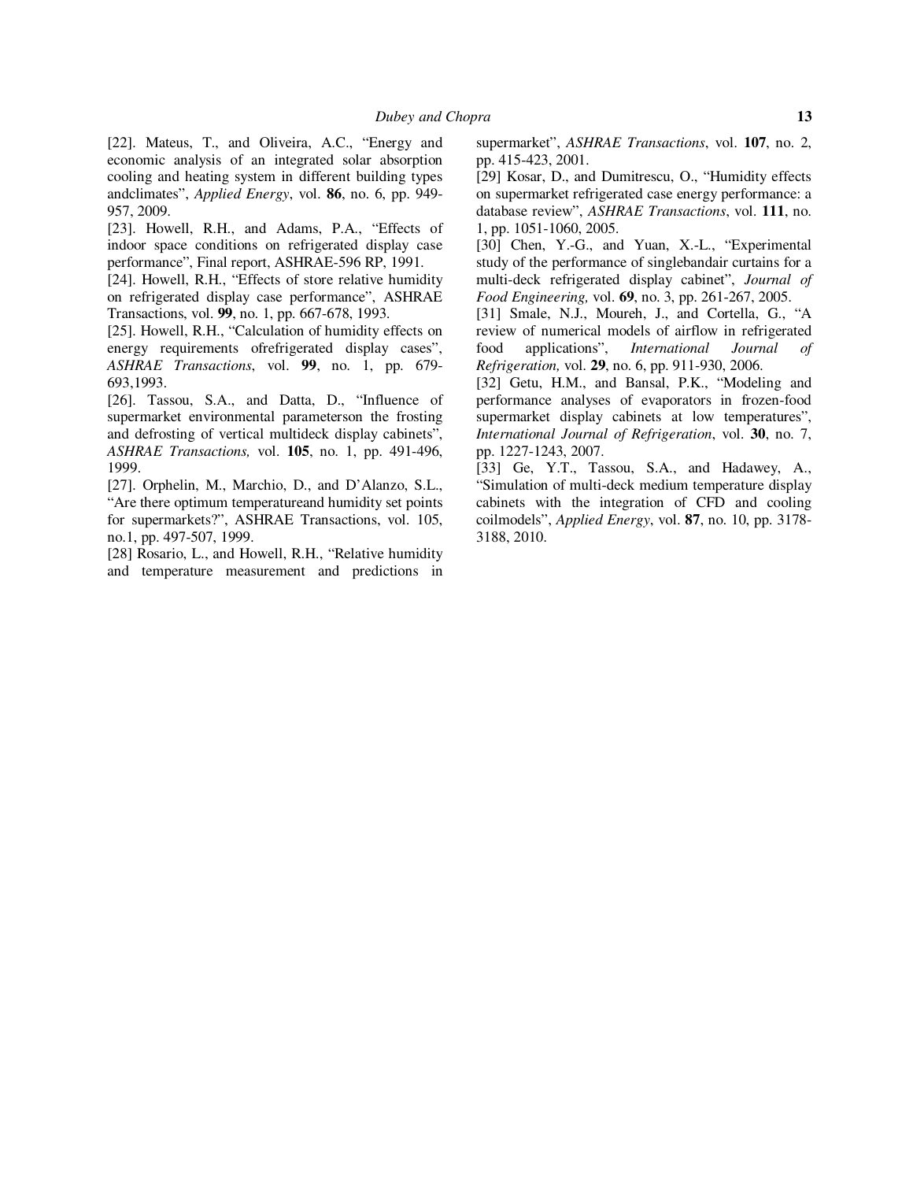[22]. Mateus, T., and Oliveira, A.C., "Energy and economic analysis of an integrated solar absorption cooling and heating system in different building types andclimates", *Applied Energy*, vol. **86**, no. 6, pp. 949-957, 2009.

[23]. Howell, R.H., and Adams, P.A., "Effects of indoor space conditions on refrigerated display case performance", Final report, ASHRAE-596 RP, 1991.

[24]. Howell, R.H., "Effects of store relative humidity on refrigerated display case performance", ASHRAE Transactions, vol. **99**, no. 1, pp. 667-678, 1993.

[25]. Howell, R.H., "Calculation of humidity effects on energy requirements ofrefrigerated display cases", *ASHRAE Transactions*, vol. **99**, no. 1, pp. 679-693,1993.

[26]. Tassou, S.A., and Datta, D., "Influence of supermarket environmental parameterson the frosting and defrosting of vertical multideck display cabinets", *ASHRAE Transactions,* vol. **105**, no. 1, pp. 491-496, 1999.

[27]. Orphelin, M., Marchio, D., and D'Alanzo, S.L., "Are there optimum temperatureand humidity set points for supermarkets?", ASHRAE Transactions, vol. 105, no.1, pp. 497-507, 1999.

[28] Rosario, L., and Howell, R.H., "Relative humidity and temperature measurement and predictions in supermarket", *ASHRAE Transactions*, vol. **107**, no. 2, pp. 415-423, 2001.

[29] Kosar, D., and Dumitrescu, O., "Humidity effects on supermarket refrigerated case energy performance: a database review", *ASHRAE Transactions*, vol. **111**, no. 1, pp. 1051-1060, 2005.

[30] Chen, Y.-G., and Yuan, X.-L., "Experimental study of the performance of singlebandair curtains for a multi-deck refrigerated display cabinet", *Journal of Food Engineering,* vol. **69**, no. 3, pp. 261-267, 2005.

[31] Smale, N.J., Moureh, J., and Cortella, G., "A review of numerical models of airflow in refrigerated food applications", *International Journal of Refrigeration,* vol. **29**, no. 6, pp. 911-930, 2006.

[32] Getu, H.M., and Bansal, P.K., "Modeling and performance analyses of evaporators in frozen-food supermarket display cabinets at low temperatures", *International Journal of Refrigeration*, vol. **30**, no. 7, pp. 1227-1243, 2007.

[33] Ge, Y.T., Tassou, S.A., and Hadawey, A., "Simulation of multi-deck medium temperature display cabinets with the integration of CFD and cooling coilmodels", *Applied Energy*, vol. **87**, no. 10, pp. 3178-3188, 2010.